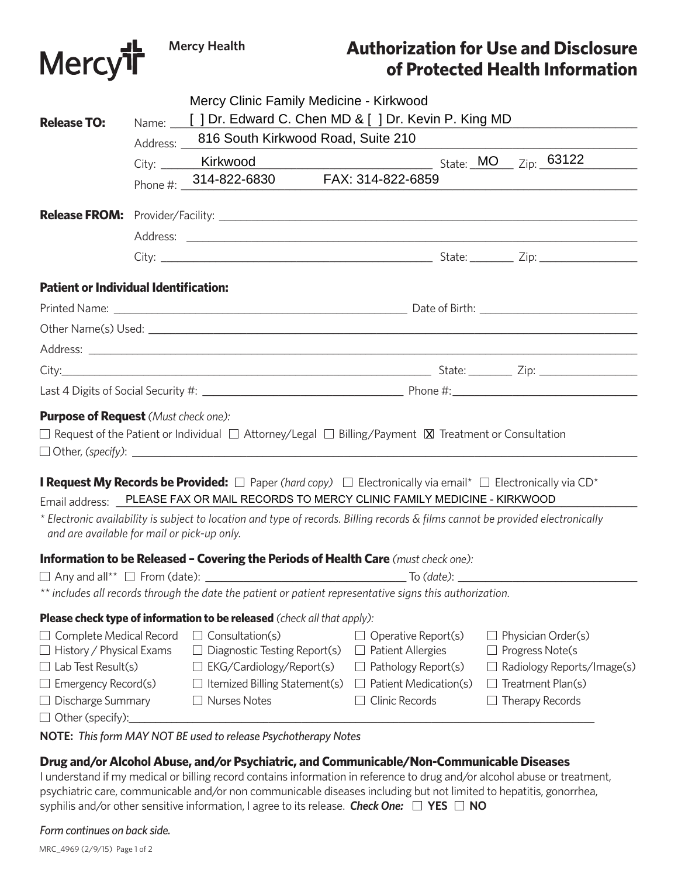Mercy Health

# Authorization for Use and Disclosure of Protected Health Information

**Release TO:**

Name: Mercy Clinic Family Medicine - Kirkwood
[ ] Dr. Edward C. Chen MD & [ ] Dr. Kevin P. King MD

Address: 816 South Kirkwood Road, Suite 210

City: Kirkwood State: MO Zip: 63122

Phone #: 314-822-6830 FAX: 314-822-6859

**Release FROM:**

Provider/Facility: ______________________

Address: ______________________

City: ______________________ State: ________ Zip: ________________

## Patient or Individual Identification:

Printed Name: ______________________ Date of Birth: ______________________

Other Name(s) Used: ______________________

Address: ______________________

City: ______________________ State: ________ Zip: ________________

Last 4 Digits of Social Security #: ______________________ Phone #: ______________________

**Purpose of Request** *(Must check one):*

☐ Request of the Patient or Individual ☐ Attorney/Legal ☐ Billing/Payment ☒ Treatment or Consultation

☐ Other, *(specify)*: ______________________

**I Request My Records be Provided:** ☐ Paper *(hard copy)* ☐ Electronically via email* ☐ Electronically via CD*

Email address: PLEASE FAX OR MAIL RECORDS TO MERCY CLINIC FAMILY MEDICINE - KIRKWOOD

*\* Electronic availability is subject to location and type of records. Billing records & films cannot be provided electronically and are available for mail or pick-up only.*

**Information to be Released – Covering the Periods of Health Care** *(must check one):*

☐ Any and all** ☐ From (date): ______________________ To *(date)*: ______________________

*\*\* includes all records through the date the patient or patient representative signs this authorization.*

**Please check type of information to be released** *(check all that apply):*

| | | | |
|---|---|---|---|
| ☐ Complete Medical Record | ☐ Consultation(s) | ☐ Operative Report(s) | ☐ Physician Order(s) |
| ☐ History / Physical Exams | ☐ Diagnostic Testing Report(s) | ☐ Patient Allergies | ☐ Progress Note(s |
| ☐ Lab Test Result(s) | ☐ EKG/Cardiology/Report(s) | ☐ Pathology Report(s) | ☐ Radiology Reports/Image(s) |
| ☐ Emergency Record(s) | ☐ Itemized Billing Statement(s) | ☐ Patient Medication(s) | ☐ Treatment Plan(s) |
| ☐ Discharge Summary | ☐ Nurses Notes | ☐ Clinic Records | ☐ Therapy Records |

☐ Other (specify): ______________________

**NOTE:** *This form MAY NOT BE used to release Psychotherapy Notes*

## Drug and/or Alcohol Abuse, and/or Psychiatric, and Communicable/Non-Communicable Diseases

I understand if my medical or billing record contains information in reference to drug and/or alcohol abuse or treatment, psychiatric care, communicable and/or non communicable diseases including but not limited to hepatitis, gonorrhea, syphilis and/or other sensitive information, I agree to its release. ***Check One:*** ☐ **YES** ☐ **NO**

*Form continues on back side.*

MRC_4969 (2/9/15)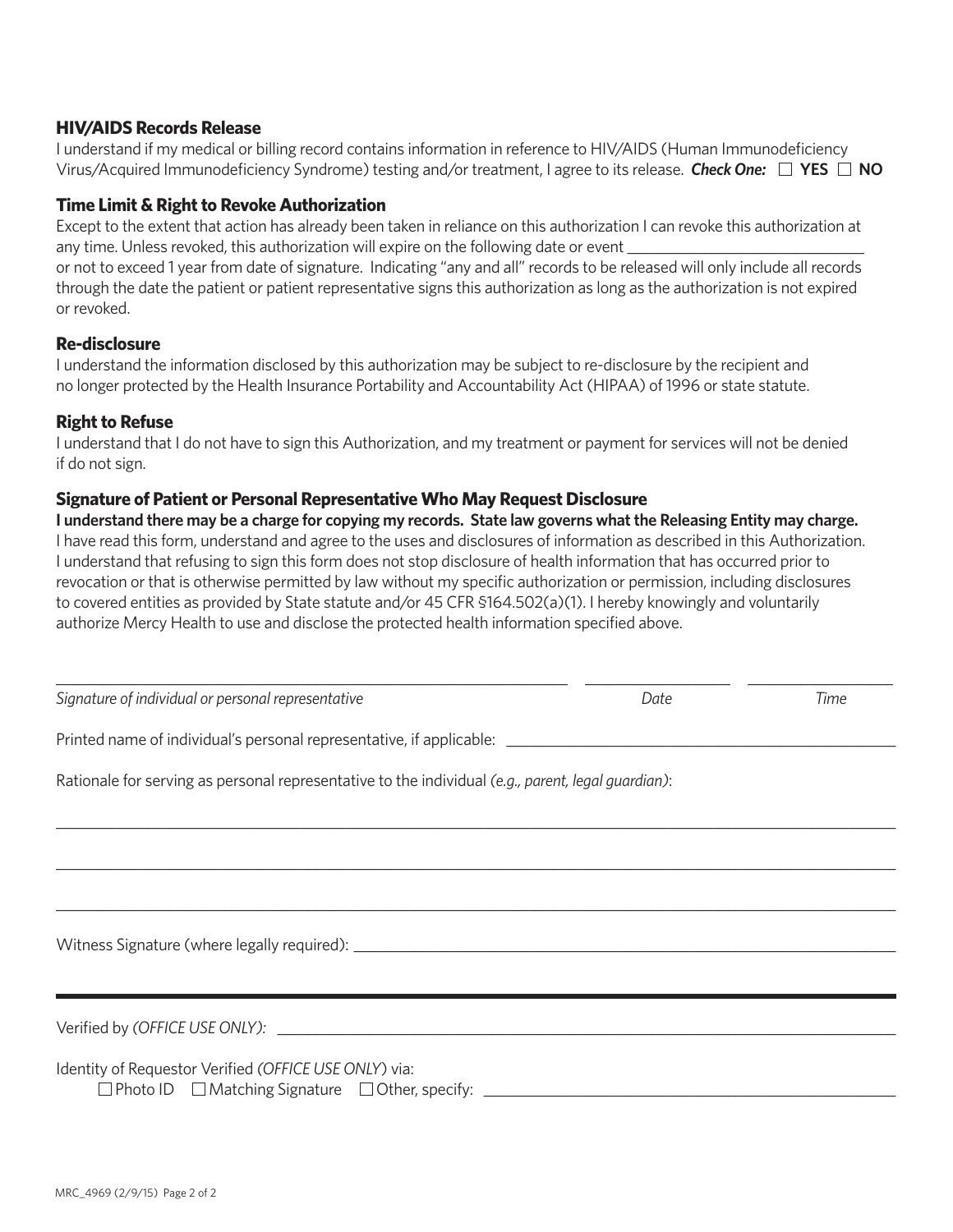### HIV/AIDS Records Release

I understand if my medical or billing record contains information in reference to HIV/AIDS (Human Immunodeficiency Virus/Acquired Immunodeficiency Syndrome) testing and/or treatment, I agree to its release. ***Check One:*** ☐ **YES** ☐ **NO**

### Time Limit & Right to Revoke Authorization

Except to the extent that action has already been taken in reliance on this authorization I can revoke this authorization at any time. Unless revoked, this authorization will expire on the following date or event ______________________________ or not to exceed 1 year from date of signature. Indicating "any and all" records to be released will only include all records through the date the patient or patient representative signs this authorization as long as the authorization is not expired or revoked.

### Re-disclosure

I understand the information disclosed by this authorization may be subject to re-disclosure by the recipient and no longer protected by the Health Insurance Portability and Accountability Act (HIPAA) of 1996 or state statute.

### Right to Refuse

I understand that I do not have to sign this Authorization, and my treatment or payment for services will not be denied if do not sign.

### Signature of Patient or Personal Representative Who May Request Disclosure

**I understand there may be a charge for copying my records. State law governs what the Releasing Entity may charge.**
I have read this form, understand and agree to the uses and disclosures of information as described in this Authorization. I understand that refusing to sign this form does not stop disclosure of health information that has occurred prior to revocation or that is otherwise permitted by law without my specific authorization or permission, including disclosures to covered entities as provided by State statute and/or 45 CFR §164.502(a)(1). I hereby knowingly and voluntarily authorize Mercy Health to use and disclose the protected health information specified above.

______________________________________________ ________________ ________________
*Signature of individual or personal representative* *Date* *Time*

Printed name of individual's personal representative, if applicable: ______________________________

Rationale for serving as personal representative to the individual *(e.g., parent, legal guardian)*:

______________________________________________________________________

______________________________________________________________________

______________________________________________________________________

Witness Signature (where legally required): ______________________________

---

Verified by *(OFFICE USE ONLY)*: ______________________________

Identity of Requestor Verified *(OFFICE USE ONLY)* via:
☐ Photo ID ☐ Matching Signature ☐ Other, specify: ______________________________

MRC_4969 (2/9/15)